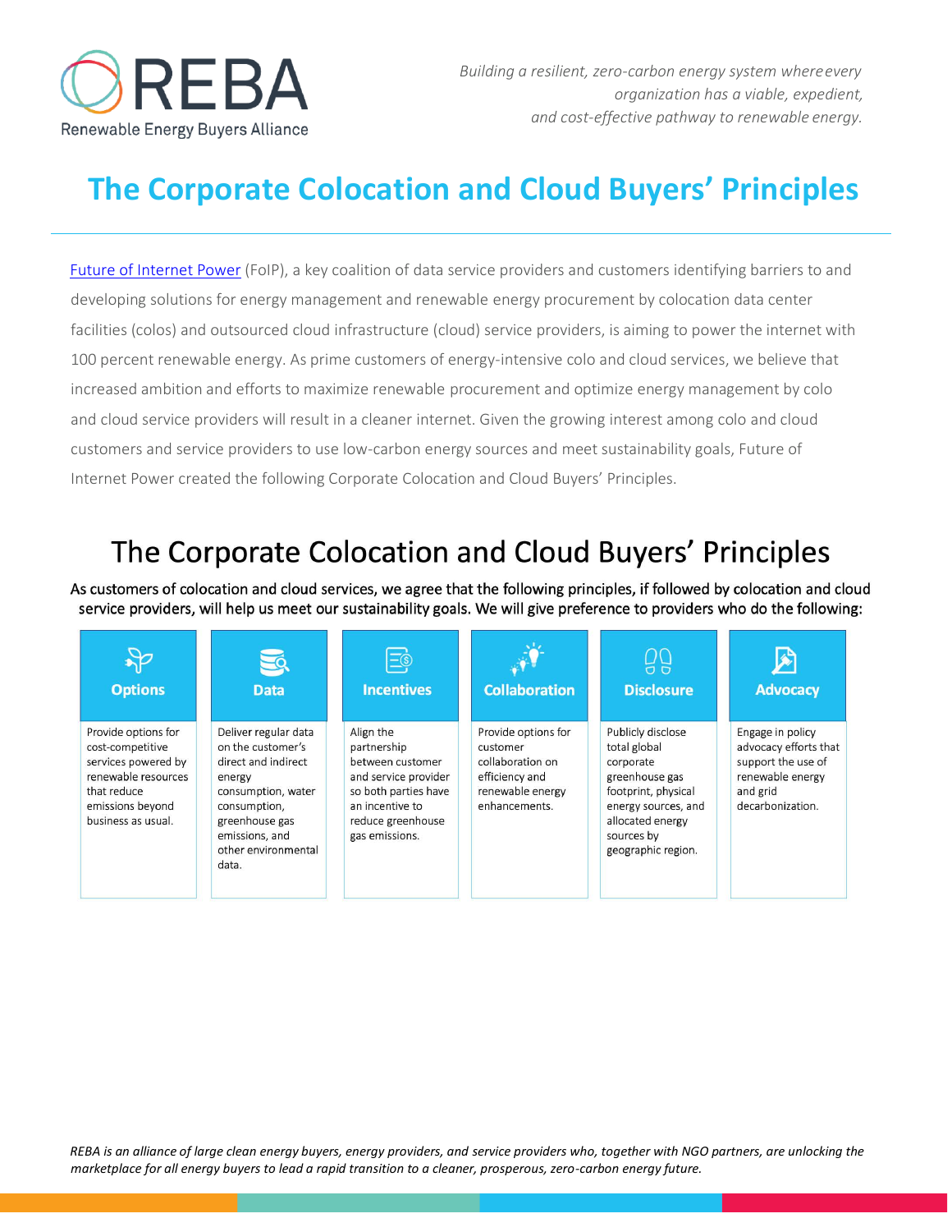REBA

Renewable Energy Buyers Alliance

*Building a resilient, zero-carbon energy system where every organization has a viable, expedient, and cost-effective pathway to renewable energy.*

# The Corporate Colocation and Cloud Buyers' Principles

Future of Internet Power (FoIP), a key coalition of data service providers and customers identifying barriers to and developing solutions for energy management and renewable energy procurement by colocation data center facilities (colos) and outsourced cloud infrastructure (cloud) service providers, is aiming to power the internet with 100 percent renewable energy. As prime customers of energy-intensive colo and cloud services, we believe that increased ambition and efforts to maximize renewable procurement and optimize energy management by colo and cloud service providers will result in a cleaner internet. Given the growing interest among colo and cloud customers and service providers to use low-carbon energy sources and meet sustainability goals, Future of Internet Power created the following Corporate Colocation and Cloud Buyers' Principles.

## The Corporate Colocation and Cloud Buyers' Principles

As customers of colocation and cloud services, we agree that the following principles, if followed by colocation and cloud service providers, will help us meet our sustainability goals. We will give preference to providers who do the following:

| Options | Data | Incentives | Collaboration | Disclosure | Advocacy |
|---|---|---|---|---|---|
| Provide options for cost-competitive services powered by renewable resources that reduce emissions beyond business as usual. | Deliver regular data on the customer's direct and indirect energy consumption, water consumption, greenhouse gas emissions, and other environmental data. | Align the partnership between customer and service provider so both parties have an incentive to reduce greenhouse gas emissions. | Provide options for customer collaboration on efficiency and renewable energy enhancements. | Publicly disclose total global corporate greenhouse gas footprint, physical energy sources, and allocated energy sources by geographic region. | Engage in policy advocacy efforts that support the use of renewable energy and grid decarbonization. |

*REBA is an alliance of large clean energy buyers, energy providers, and service providers who, together with NGO partners, are unlocking the marketplace for all energy buyers to lead a rapid transition to a cleaner, prosperous, zero-carbon energy future.*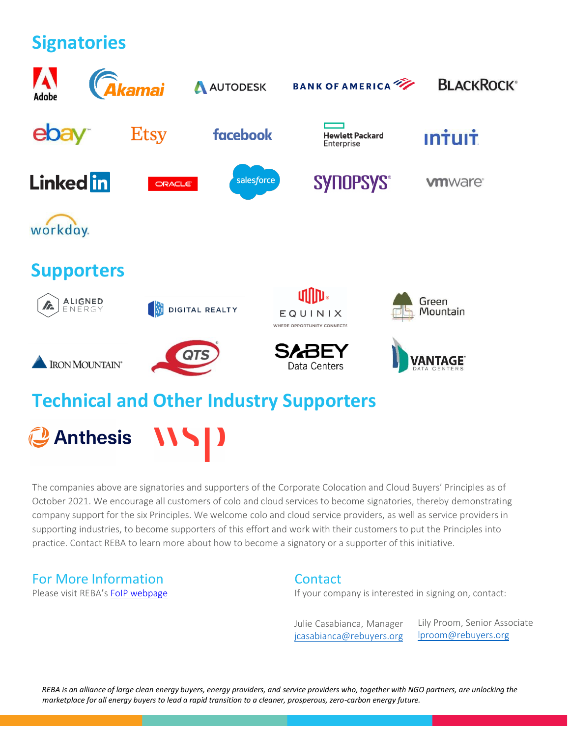## Signatories

Adobe
Akamai
AUTODESK
BANK OF AMERICA
BLACKROCK
ebay
Etsy
facebook
Hewlett Packard Enterprise
intuit
LinkedIn
ORACLE
salesforce
SYNOPSYS
vmware
workday

## Supporters

ALIGNED ENERGY
DIGITAL REALTY
EQUINIX
Green Mountain
IRON MOUNTAIN
QTS
SABEY Data Centers
VANTAGE DATA CENTERS

## Technical and Other Industry Supporters

Anthesis
wsp

The companies above are signatories and supporters of the Corporate Colocation and Cloud Buyers' Principles as of October 2021. We encourage all customers of colo and cloud services to become signatories, thereby demonstrating company support for the six Principles. We welcome colo and cloud service providers, as well as service providers in supporting industries, to become supporters of this effort and work with their customers to put the Principles into practice. Contact REBA to learn more about how to become a signatory or a supporter of this initiative.

### For More Information

Please visit REBA's FoIP webpage

### Contact

If your company is interested in signing on, contact:

Julie Casabianca, Manager
jcasabianca@rebuyers.org

Lily Proom, Senior Associate
lproom@rebuyers.org

*REBA is an alliance of large clean energy buyers, energy providers, and service providers who, together with NGO partners, are unlocking the marketplace for all energy buyers to lead a rapid transition to a cleaner, prosperous, zero-carbon energy future.*